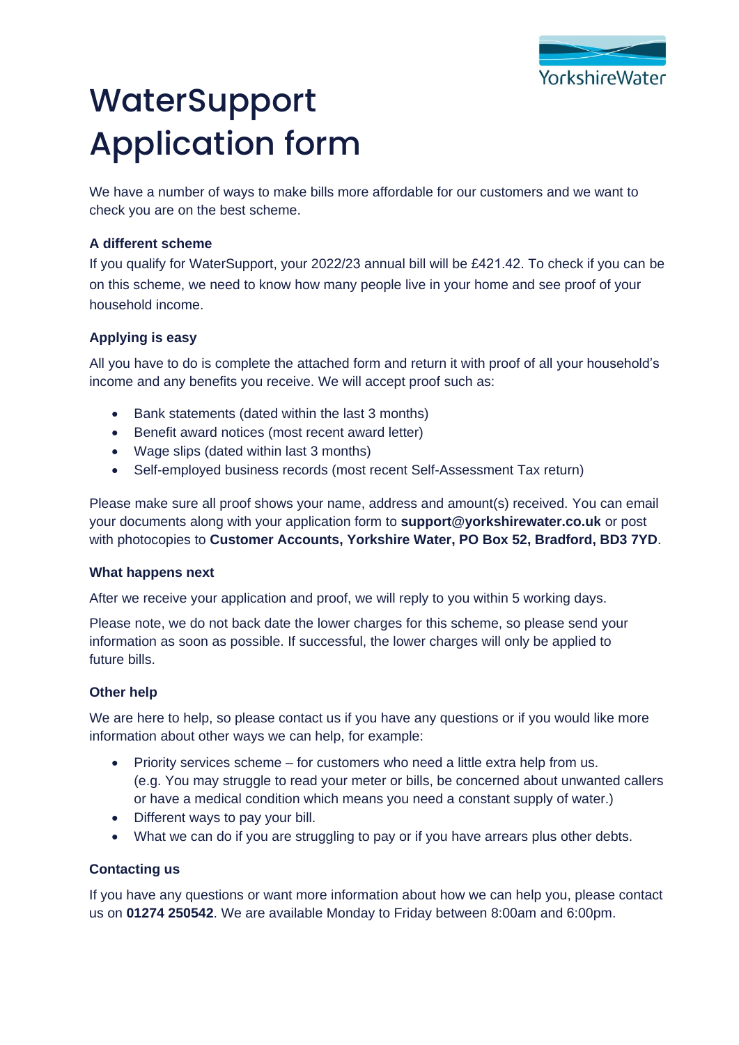# WaterSupport Application form

We have a number of ways to make bills more affordable for our customers and we want to check you are on the best scheme.

**A different scheme**

If you qualify for WaterSupport, your 2022/23 annual bill will be £421.42. To check if you can be on this scheme, we need to know how many people live in your home and see proof of your household income.

**Applying is easy**

All you have to do is complete the attached form and return it with proof of all your household's income and any benefits you receive. We will accept proof such as:

- Bank statements (dated within the last 3 months)
- Benefit award notices (most recent award letter)
- Wage slips (dated within last 3 months)
- Self-employed business records (most recent Self-Assessment Tax return)

Please make sure all proof shows your name, address and amount(s) received. You can email your documents along with your application form to **support@yorkshirewater.co.uk** or post with photocopies to **Customer Accounts, Yorkshire Water, PO Box 52, Bradford, BD3 7YD**.

**What happens next**

After we receive your application and proof, we will reply to you within 5 working days.

Please note, we do not back date the lower charges for this scheme, so please send your information as soon as possible. If successful, the lower charges will only be applied to future bills.

**Other help**

We are here to help, so please contact us if you have any questions or if you would like more information about other ways we can help, for example:

- Priority services scheme – for customers who need a little extra help from us. (e.g. You may struggle to read your meter or bills, be concerned about unwanted callers or have a medical condition which means you need a constant supply of water.)
- Different ways to pay your bill.
- What we can do if you are struggling to pay or if you have arrears plus other debts.

**Contacting us**

If you have any questions or want more information about how we can help you, please contact us on **01274 250542**. We are available Monday to Friday between 8:00am and 6:00pm.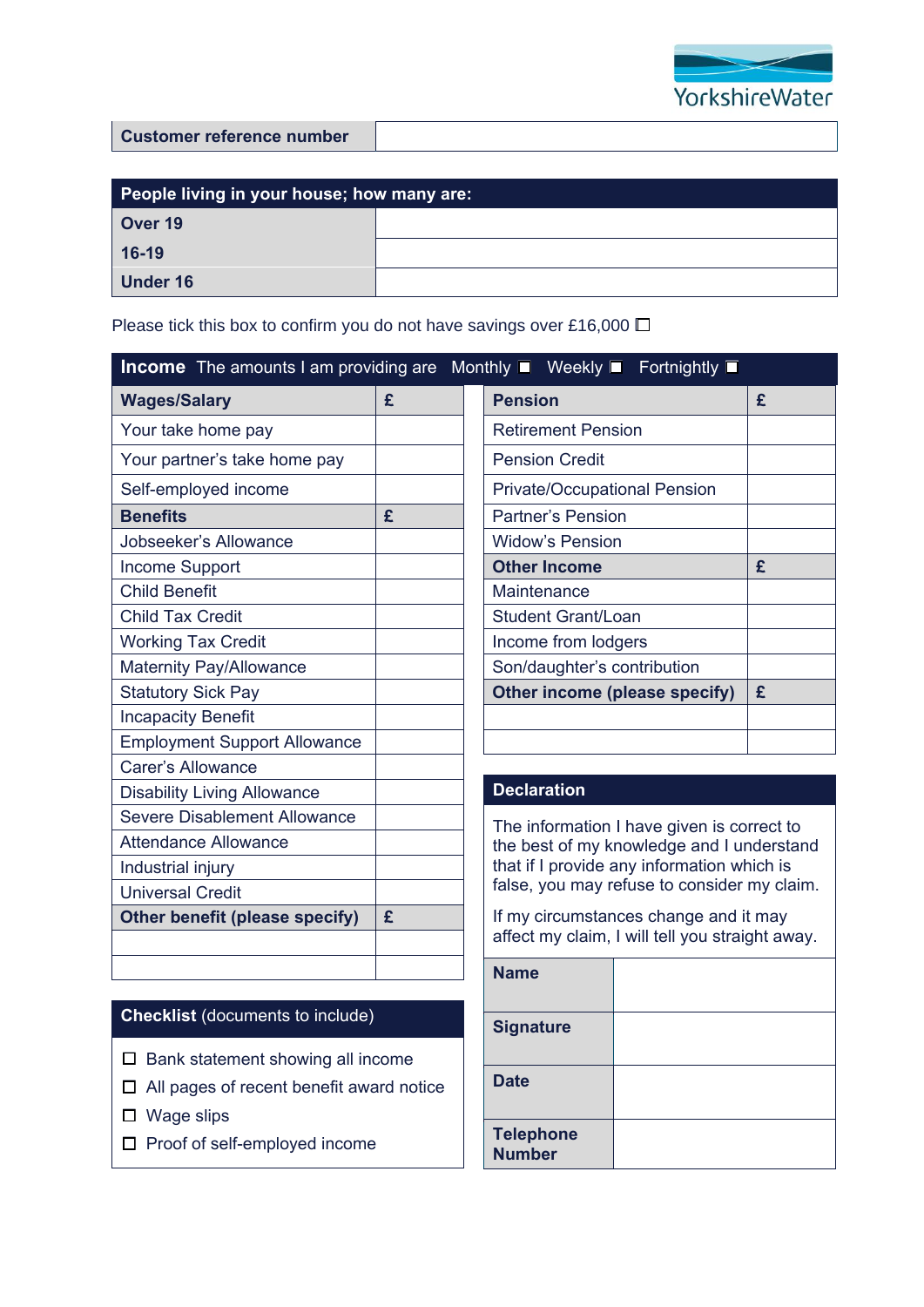YorkshireWater

| Customer reference number | |
|---|---|

| People living in your house; how many are: | |
|---|---|
| Over 19 | |
| 16-19 | |
| Under 16 | |

Please tick this box to confirm you do not have savings over £16,000 ☐

**Income** The amounts I am providing are Monthly ☐ Weekly ☐ Fortnightly ☐

| Wages/Salary | £ |
|---|---|
| Your take home pay | |
| Your partner's take home pay | |
| Self-employed income | |
| **Benefits** | **£** |
| Jobseeker's Allowance | |
| Income Support | |
| Child Benefit | |
| Child Tax Credit | |
| Working Tax Credit | |
| Maternity Pay/Allowance | |
| Statutory Sick Pay | |
| Incapacity Benefit | |
| Employment Support Allowance | |
| Carer's Allowance | |
| Disability Living Allowance | |
| Severe Disablement Allowance | |
| Attendance Allowance | |
| Industrial injury | |
| Universal Credit | |
| **Other benefit (please specify)** | **£** |
| | |
| | |

| Pension | £ |
|---|---|
| Retirement Pension | |
| Pension Credit | |
| Private/Occupational Pension | |
| Partner's Pension | |
| Widow's Pension | |
| **Other Income** | **£** |
| Maintenance | |
| Student Grant/Loan | |
| Income from lodgers | |
| Son/daughter's contribution | |
| **Other income (please specify)** | **£** |
| | |
| | |

**Checklist** (documents to include)

- ☐ Bank statement showing all income
- ☐ All pages of recent benefit award notice
- ☐ Wage slips
- ☐ Proof of self-employed income

**Declaration**

The information I have given is correct to the best of my knowledge and I understand that if I provide any information which is false, you may refuse to consider my claim.

If my circumstances change and it may affect my claim, I will tell you straight away.

| | |
|---|---|
| Name | |
| Signature | |
| Date | |
| Telephone Number | |